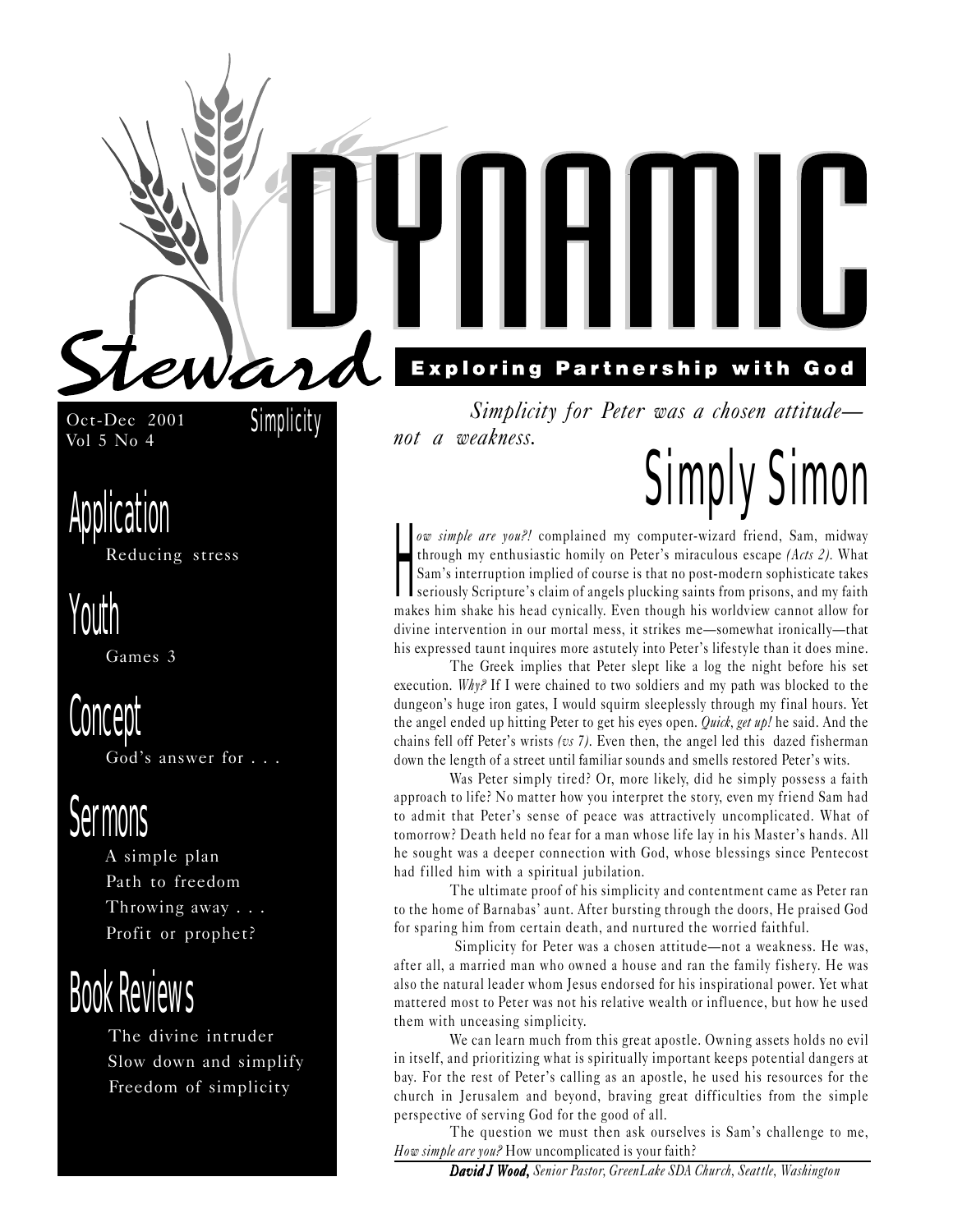# Dynamic Steward

**Exploring Partnership with God**

Oct-Dec 2001
Vol 5 No 4

Simplicity

## Application

Reducing stress

## Youth

Games 3

## Concept

God's answer for . . .

## Sermons

A simple plan
Path to freedom
Throwing away . . .
Profit or prophet?

## Book Reviews

The divine intruder
Slow down and simplify
Freedom of simplicity

*Simplicity for Peter was a chosen attitude—not a weakness.*

# Simply Simon

*How simple are you?!* complained my computer-wizard friend, Sam, midway through my enthusiastic homily on Peter's miraculous escape *(Acts 2)*. What Sam's interruption implied of course is that no post-modern sophisticate takes seriously Scripture's claim of angels plucking saints from prisons, and my faith makes him shake his head cynically. Even though his worldview cannot allow for divine intervention in our mortal mess, it strikes me—somewhat ironically—that his expressed taunt inquires more astutely into Peter's lifestyle than it does mine.

The Greek implies that Peter slept like a log the night before his set execution. *Why?* If I were chained to two soldiers and my path was blocked to the dungeon's huge iron gates, I would squirm sleeplessly through my final hours. Yet the angel ended up hitting Peter to get his eyes open. *Quick, get up!* he said. And the chains fell off Peter's wrists *(vs 7)*. Even then, the angel led this dazed fisherman down the length of a street until familiar sounds and smells restored Peter's wits.

Was Peter simply tired? Or, more likely, did he simply possess a faith approach to life? No matter how you interpret the story, even my friend Sam had to admit that Peter's sense of peace was attractively uncomplicated. What of tomorrow? Death held no fear for a man whose life lay in his Master's hands. All he sought was a deeper connection with God, whose blessings since Pentecost had filled him with a spiritual jubilation.

The ultimate proof of his simplicity and contentment came as Peter ran to the home of Barnabas' aunt. After bursting through the doors, He praised God for sparing him from certain death, and nurtured the worried faithful.

Simplicity for Peter was a chosen attitude—not a weakness. He was, after all, a married man who owned a house and ran the family fishery. He was also the natural leader whom Jesus endorsed for his inspirational power. Yet what mattered most to Peter was not his relative wealth or influence, but how he used them with unceasing simplicity.

We can learn much from this great apostle. Owning assets holds no evil in itself, and prioritizing what is spiritually important keeps potential dangers at bay. For the rest of Peter's calling as an apostle, he used his resources for the church in Jerusalem and beyond, braving great difficulties from the simple perspective of serving God for the good of all.

The question we must then ask ourselves is Sam's challenge to me, *How simple are you?* How uncomplicated is your faith?

***David J Wood,*** *Senior Pastor, GreenLake SDA Church, Seattle, Washington*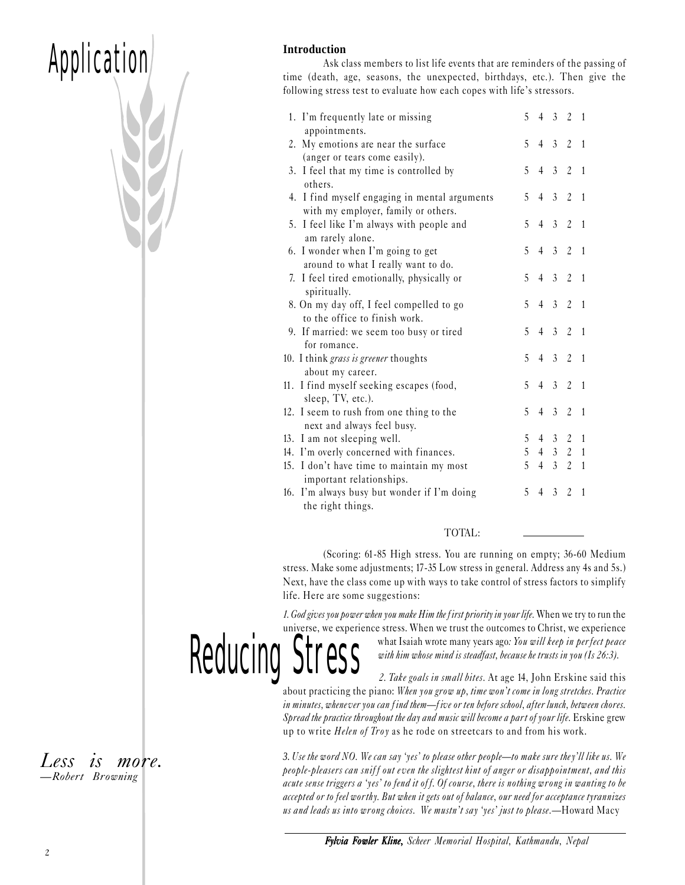# Application

# Reducing Stress

### Introduction

Ask class members to list life events that are reminders of the passing of time (death, age, seasons, the unexpected, birthdays, etc.). Then give the following stress test to evaluate how each copes with life's stressors.

| Statement | | | | | |
|---|---|---|---|---|---|
| 1. I'm frequently late or missing appointments. | 5 | 4 | 3 | 2 | 1 |
| 2. My emotions are near the surface (anger or tears come easily). | 5 | 4 | 3 | 2 | 1 |
| 3. I feel that my time is controlled by others. | 5 | 4 | 3 | 2 | 1 |
| 4. I find myself engaging in mental arguments with my employer, family or others. | 5 | 4 | 3 | 2 | 1 |
| 5. I feel like I'm always with people and am rarely alone. | 5 | 4 | 3 | 2 | 1 |
| 6. I wonder when I'm going to get around to what I really want to do. | 5 | 4 | 3 | 2 | 1 |
| 7. I feel tired emotionally, physically or spiritually. | 5 | 4 | 3 | 2 | 1 |
| 8. On my day off, I feel compelled to go to the office to finish work. | 5 | 4 | 3 | 2 | 1 |
| 9. If married: we seem too busy or tired for romance. | 5 | 4 | 3 | 2 | 1 |
| 10. I think *grass is greener* thoughts about my career. | 5 | 4 | 3 | 2 | 1 |
| 11. I find myself seeking escapes (food, sleep, TV, etc.). | 5 | 4 | 3 | 2 | 1 |
| 12. I seem to rush from one thing to the next and always feel busy. | 5 | 4 | 3 | 2 | 1 |
| 13. I am not sleeping well. | 5 | 4 | 3 | 2 | 1 |
| 14. I'm overly concerned with finances. | 5 | 4 | 3 | 2 | 1 |
| 15. I don't have time to maintain my most important relationships. | 5 | 4 | 3 | 2 | 1 |
| 16. I'm always busy but wonder if I'm doing the right things. | 5 | 4 | 3 | 2 | 1 |

TOTAL: ________

(Scoring: 61-85 High stress. You are running on empty; 36-60 Medium stress. Make some adjustments; 17-35 Low stress in general. Address any 4s and 5s.) Next, have the class come up with ways to take control of stress factors to simplify life. Here are some suggestions:

*1. God gives you power when you make Him the first priority in your life.* When we try to run the universe, we experience stress. When we trust the outcomes to Christ, we experience what Isaiah wrote many years ago*: You will keep in perfect peace with him whose mind is steadfast, because he trusts in you (Is 26:3).*

*2. Take goals in small bites*. At age 14, John Erskine said this about practicing the piano: *When you grow up, time won't come in long stretches. Practice in minutes, whenever you can find them—five or ten before school, after lunch, between chores. Spread the practice throughout the day and music will become a part of your life.* Erskine grew up to write *Helen of Troy* as he rode on streetcars to and from his work.

*3. Use the word NO. We can say 'yes' to please other people—to make sure they'll like us. We people-pleasers can sniff out even the slightest hint of anger or disappointment, and this acute sense triggers a 'yes' to fend it off. Of course, there is nothing wrong in wanting to be accepted or to feel worthy. But when it gets out of balance, our need for acceptance tyrannizes us and leads us into wrong choices. We mustn't say 'yes' just to please.*—Howard Macy

*Less is more.*
*—Robert Browning*

***Fylvia Fowler Kline****, Scheer Memorial Hospital, Kathmandu, Nepal*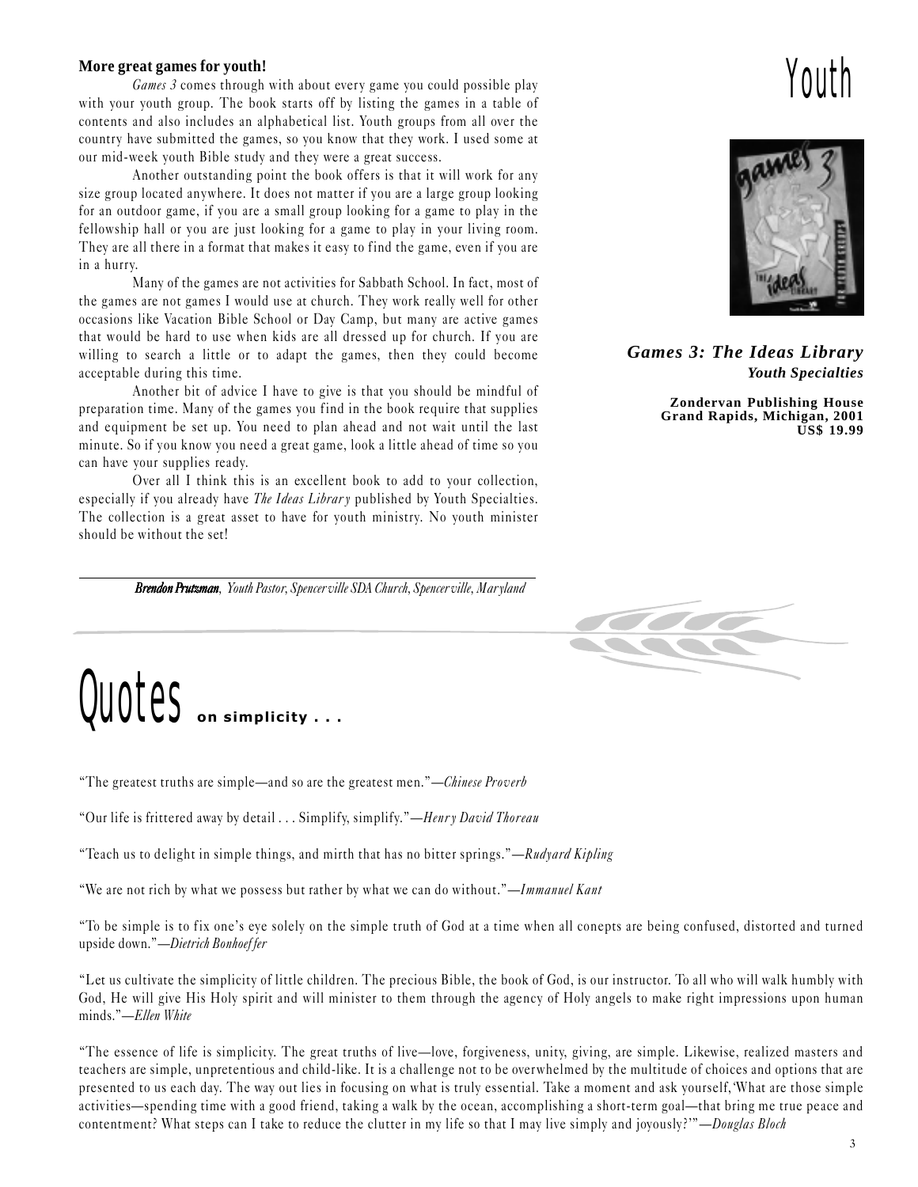# Youth

**More great games for youth!**

*Games 3* comes through with about every game you could possible play with your youth group. The book starts off by listing the games in a table of contents and also includes an alphabetical list. Youth groups from all over the country have submitted the games, so you know that they work. I used some at our mid-week youth Bible study and they were a great success.

Another outstanding point the book offers is that it will work for any size group located anywhere. It does not matter if you are a large group looking for an outdoor game, if you are a small group looking for a game to play in the fellowship hall or you are just looking for a game to play in your living room. They are all there in a format that makes it easy to find the game, even if you are in a hurry.

Many of the games are not activities for Sabbath School. In fact, most of the games are not games I would use at church. They work really well for other occasions like Vacation Bible School or Day Camp, but many are active games that would be hard to use when kids are all dressed up for church. If you are willing to search a little or to adapt the games, then they could become acceptable during this time.

Another bit of advice I have to give is that you should be mindful of preparation time. Many of the games you find in the book require that supplies and equipment be set up. You need to plan ahead and not wait until the last minute. So if you know you need a great game, look a little ahead of time so you can have your supplies ready.

Over all I think this is an excellent book to add to your collection, especially if you already have *The Ideas Library* published by Youth Specialties. The collection is a great asset to have for youth ministry. No youth minister should be without the set!

***Brendon Prutzman***, *Youth Pastor, Spencerville SDA Church, Spencerville, Maryland*

***Games 3: The Ideas Library***
***Youth Specialties***

**Zondervan Publishing House**
**Grand Rapids, Michigan, 2001**
**US$ 19.99**

# Quotes **on simplicity . . .**

"The greatest truths are simple—and so are the greatest men."—*Chinese Proverb*

"Our life is frittered away by detail . . . Simplify, simplify."—*Henry David Thoreau*

"Teach us to delight in simple things, and mirth that has no bitter springs."—*Rudyard Kipling*

"We are not rich by what we possess but rather by what we can do without."—*Immanuel Kant*

"To be simple is to fix one's eye solely on the simple truth of God at a time when all conepts are being confused, distorted and turned upside down."—*Dietrich Bonhoeffer*

"Let us cultivate the simplicity of little children. The precious Bible, the book of God, is our instructor. To all who will walk humbly with God, He will give His Holy spirit and will minister to them through the agency of Holy angels to make right impressions upon human minds."—*Ellen White*

"The essence of life is simplicity. The great truths of live—love, forgiveness, unity, giving, are simple. Likewise, realized masters and teachers are simple, unpretentious and child-like. It is a challenge not to be overwhelmed by the multitude of choices and options that are presented to us each day. The way out lies in focusing on what is truly essential. Take a moment and ask yourself,'What are those simple activities—spending time with a good friend, taking a walk by the ocean, accomplishing a short-term goal—that bring me true peace and contentment? What steps can I take to reduce the clutter in my life so that I may live simply and joyously?'"—*Douglas Bloch*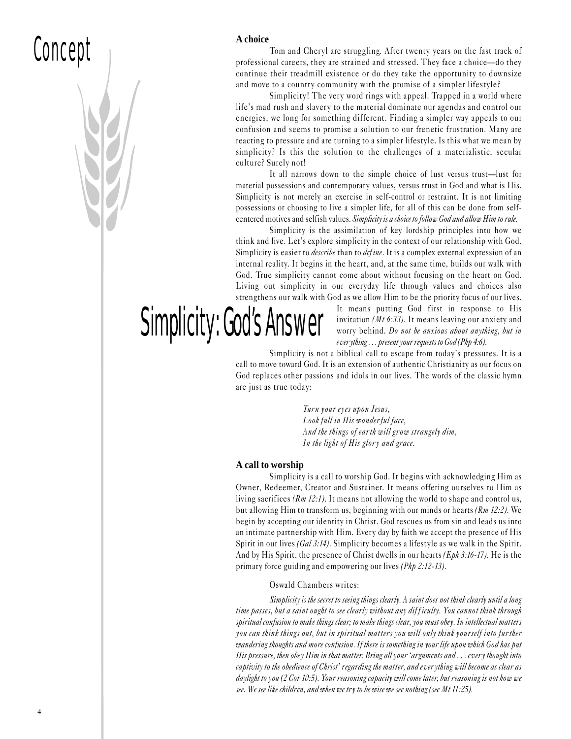# Concept

# Simplicity: God's Answer

**A choice**

Tom and Cheryl are struggling. After twenty years on the fast track of professional careers, they are strained and stressed. They face a choice—do they continue their treadmill existence or do they take the opportunity to downsize and move to a country community with the promise of a simpler lifestyle?

Simplicity! The very word rings with appeal. Trapped in a world where life's mad rush and slavery to the material dominate our agendas and control our energies, we long for something different. Finding a simpler way appeals to our confusion and seems to promise a solution to our frenetic frustration. Many are reacting to pressure and are turning to a simpler lifestyle. Is this what we mean by simplicity? Is this the solution to the challenges of a materialistic, secular culture? Surely not!

It all narrows down to the simple choice of lust versus trust—lust for material possessions and contemporary values, versus trust in God and what is His. Simplicity is not merely an exercise in self-control or restraint. It is not limiting possessions or choosing to live a simpler life, for all of this can be done from self-centered motives and selfish values. *Simplicity is a choice to follow God and allow Him to rule.*

Simplicity is the assimilation of key lordship principles into how we think and live. Let's explore simplicity in the context of our relationship with God. Simplicity is easier to *describe* than to *define*. It is a complex external expression of an internal reality. It begins in the heart, and, at the same time, builds our walk with God. True simplicity cannot come about without focusing on the heart on God. Living out simplicity in our everyday life through values and choices also strengthens our walk with God as we allow Him to be the priority focus of our lives. It means putting God first in response to His invitation *(Mt 6:33)*. It means leaving our anxiety and worry behind. *Do not be anxious about anything, but in everything . . . present your requests to God (Php 4:6).*

Simplicity is not a biblical call to escape from today's pressures. It is a call to move toward God. It is an extension of authentic Christianity as our focus on God replaces other passions and idols in our lives. The words of the classic hymn are just as true today:

> *Turn your eyes upon Jesus,*
> *Look full in His wonderful face,*
> *And the things of earth will grow strangely dim,*
> *In the light of His glory and grace.*

**A call to worship**

Simplicity is a call to worship God. It begins with acknowledging Him as Owner, Redeemer, Creator and Sustainer. It means offering ourselves to Him as living sacrifices *(Rm 12:1)*. It means not allowing the world to shape and control us, but allowing Him to transform us, beginning with our minds or hearts *(Rm 12:2)*. We begin by accepting our identity in Christ. God rescues us from sin and leads us into an intimate partnership with Him. Every day by faith we accept the presence of His Spirit in our lives *(Gal 3:14)*. Simplicity becomes a lifestyle as we walk in the Spirit. And by His Spirit, the presence of Christ dwells in our hearts *(Eph 3:16-17)*. He is the primary force guiding and empowering our lives *(Php 2:12-13)*.

Oswald Chambers writes:

*Simplicity is the secret to seeing things clearly. A saint does not think clearly until a long time passes, but a saint ought to see clearly without any difficulty. You cannot think through spiritual confusion to make things clear; to make things clear, you must obey. In intellectual matters you can think things out, but in spiritual matters you will only think yourself into further wandering thoughts and more confusion. If there is something in your life upon which God has put His pressure, then obey Him in that matter. Bring all your 'arguments and . . . every thought into captivity to the obedience of Christ' regarding the matter, and everything will become as clear as daylight to you (2 Cor 10:5). Your reasoning capacity will come later, but reasoning is not how we see. We see like children, and when we try to be wise we see nothing (see Mt 11:25).*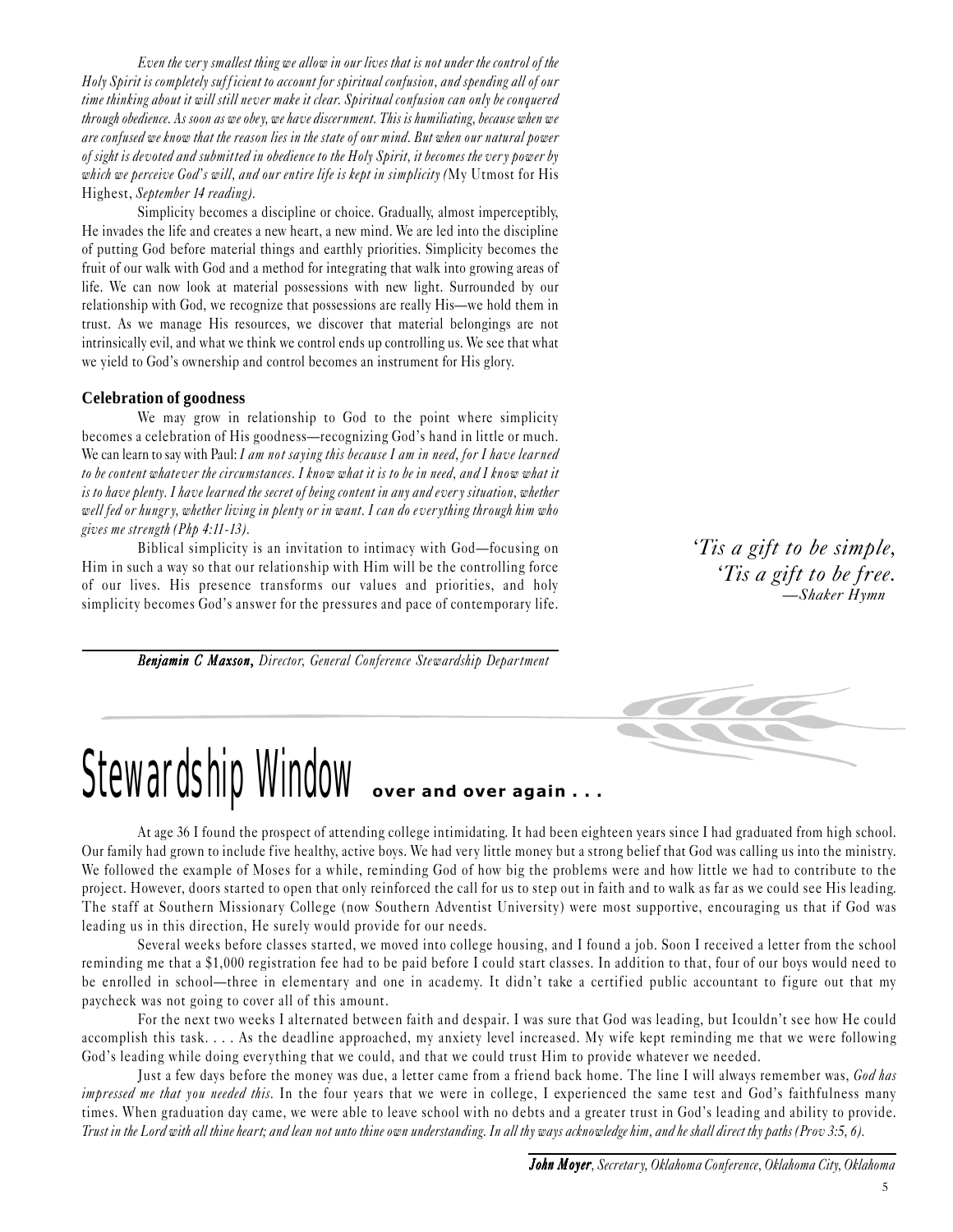*Even the very smallest thing we allow in our lives that is not under the control of the Holy Spirit is completely sufficient to account for spiritual confusion, and spending all of our time thinking about it will still never make it clear. Spiritual confusion can only be conquered through obedience. As soon as we obey, we have discernment. This is humiliating, because when we are confused we know that the reason lies in the state of our mind. But when our natural power of sight is devoted and submitted in obedience to the Holy Spirit, it becomes the very power by which we perceive God's will, and our entire life is kept in simplicity (*My Utmost for His Highest, *September 14 reading).*

Simplicity becomes a discipline or choice. Gradually, almost imperceptibly, He invades the life and creates a new heart, a new mind. We are led into the discipline of putting God before material things and earthly priorities. Simplicity becomes the fruit of our walk with God and a method for integrating that walk into growing areas of life. We can now look at material possessions with new light. Surrounded by our relationship with God, we recognize that possessions are really His—we hold them in trust. As we manage His resources, we discover that material belongings are not intrinsically evil, and what we think we control ends up controlling us. We see that what we yield to God's ownership and control becomes an instrument for His glory.

**Celebration of goodness**

We may grow in relationship to God to the point where simplicity becomes a celebration of His goodness—recognizing God's hand in little or much. We can learn to say with Paul: *I am not saying this because I am in need, for I have learned to be content whatever the circumstances. I know what it is to be in need, and I know what it is to have plenty. I have learned the secret of being content in any and every situation, whether well fed or hungry, whether living in plenty or in want. I can do everything through him who gives me strength (Php 4:11-13).*

Biblical simplicity is an invitation to intimacy with God—focusing on Him in such a way so that our relationship with Him will be the controlling force of our lives. His presence transforms our values and priorities, and holy simplicity becomes God's answer for the pressures and pace of contemporary life.

*'Tis a gift to be simple,*
*'Tis a gift to be free.*
*—Shaker Hymn*

***Benjamin C Maxson****, Director, General Conference Stewardship Department*

# Stewardship Window **over and over again . . .**

At age 36 I found the prospect of attending college intimidating. It had been eighteen years since I had graduated from high school. Our family had grown to include five healthy, active boys. We had very little money but a strong belief that God was calling us into the ministry. We followed the example of Moses for a while, reminding God of how big the problems were and how little we had to contribute to the project. However, doors started to open that only reinforced the call for us to step out in faith and to walk as far as we could see His leading. The staff at Southern Missionary College (now Southern Adventist University) were most supportive, encouraging us that if God was leading us in this direction, He surely would provide for our needs.

Several weeks before classes started, we moved into college housing, and I found a job. Soon I received a letter from the school reminding me that a $1,000 registration fee had to be paid before I could start classes. In addition to that, four of our boys would need to be enrolled in school—three in elementary and one in academy. It didn't take a certified public accountant to figure out that my paycheck was not going to cover all of this amount.

For the next two weeks I alternated between faith and despair. I was sure that God was leading, but Icouldn't see how He could accomplish this task. . . . As the deadline approached, my anxiety level increased. My wife kept reminding me that we were following God's leading while doing everything that we could, and that we could trust Him to provide whatever we needed.

Just a few days before the money was due, a letter came from a friend back home. The line I will always remember was, *God has impressed me that you needed this.* In the four years that we were in college, I experienced the same test and God's faithfulness many times. When graduation day came, we were able to leave school with no debts and a greater trust in God's leading and ability to provide. *Trust in the Lord with all thine heart; and lean not unto thine own understanding. In all thy ways acknowledge him, and he shall direct thy paths (Prov 3:5, 6).*

***John Moyer****, Secretary, Oklahoma Conference, Oklahoma City, Oklahoma*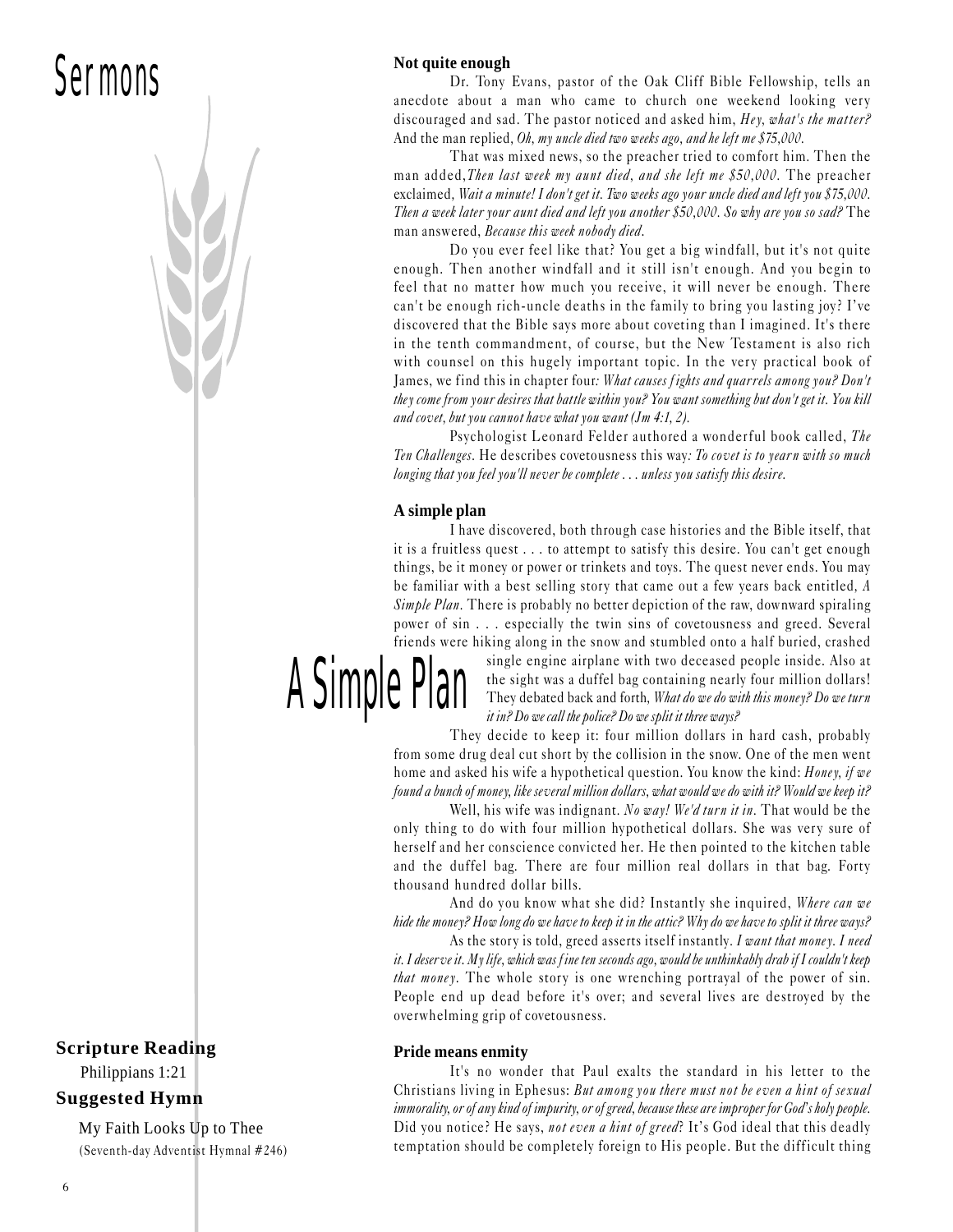# Sermons

## Not quite enough

Dr. Tony Evans, pastor of the Oak Cliff Bible Fellowship, tells an anecdote about a man who came to church one weekend looking very discouraged and sad. The pastor noticed and asked him, *Hey, what's the matter?* And the man replied, *Oh, my uncle died two weeks ago, and he left me $75,000.*

That was mixed news, so the preacher tried to comfort him. Then the man added, *Then last week my aunt died, and she left me $50,000.* The preacher exclaimed, *Wait a minute! I don't get it. Two weeks ago your uncle died and left you $75,000. Then a week later your aunt died and left you another $50,000. So why are you so sad?* The man answered, *Because this week nobody died.*

Do you ever feel like that? You get a big windfall, but it's not quite enough. Then another windfall and it still isn't enough. And you begin to feel that no matter how much you receive, it will never be enough. There can't be enough rich-uncle deaths in the family to bring you lasting joy? I've discovered that the Bible says more about coveting than I imagined. It's there in the tenth commandment, of course, but the New Testament is also rich with counsel on this hugely important topic. In the very practical book of James, we find this in chapter four*: What causes fights and quarrels among you? Don't they come from your desires that battle within you? You want something but don't get it. You kill and covet, but you cannot have what you want (Jm 4:1, 2).*

Psychologist Leonard Felder authored a wonderful book called, *The Ten Challenges*. He describes covetousness this way*: To covet is to yearn with so much longing that you feel you'll never be complete . . . unless you satisfy this desire.*

## A simple plan

I have discovered, both through case histories and the Bible itself, that it is a fruitless quest . . . to attempt to satisfy this desire. You can't get enough things, be it money or power or trinkets and toys. The quest never ends. You may be familiar with a best selling story that came out a few years back entitled, *A Simple Plan*. There is probably no better depiction of the raw, downward spiraling power of sin . . . especially the twin sins of covetousness and greed. Several friends were hiking along in the snow and stumbled onto a half buried, crashed single engine airplane with two deceased people inside. Also at the sight was a duffel bag containing nearly four million dollars! They debated back and forth, *What do we do with this money? Do we turn it in? Do we call the police? Do we split it three ways?*

A Simple Plan

They decide to keep it: four million dollars in hard cash, probably from some drug deal cut short by the collision in the snow. One of the men went home and asked his wife a hypothetical question. You know the kind: *Honey, if we found a bunch of money, like several million dollars, what would we do with it? Would we keep it?*

Well, his wife was indignant. *No way! We'd turn it in.* That would be the only thing to do with four million hypothetical dollars. She was very sure of herself and her conscience convicted her. He then pointed to the kitchen table and the duffel bag. There are four million real dollars in that bag. Forty thousand hundred dollar bills.

And do you know what she did? Instantly she inquired, *Where can we hide the money? How long do we have to keep it in the attic? Why do we have to split it three ways?*

As the story is told, greed asserts itself instantly. *I want that money. I need it. I deserve it. My life, which was fine ten seconds ago, would be unthinkably drab if I couldn't keep that money*. The whole story is one wrenching portrayal of the power of sin. People end up dead before it's over; and several lives are destroyed by the overwhelming grip of covetousness.

## Pride means enmity

It's no wonder that Paul exalts the standard in his letter to the Christians living in Ephesus: *But among you there must not be even a hint of sexual immorality, or of any kind of impurity, or of greed, because these are improper for God's holy people.* Did you notice? He says, *not even a hint of greed*? It's God ideal that this deadly temptation should be completely foreign to His people. But the difficult thing

**Scripture Reading**

Philippians 1:21

**Suggested Hymn**

My Faith Looks Up to Thee
(Seventh-day Adventist Hymnal #246)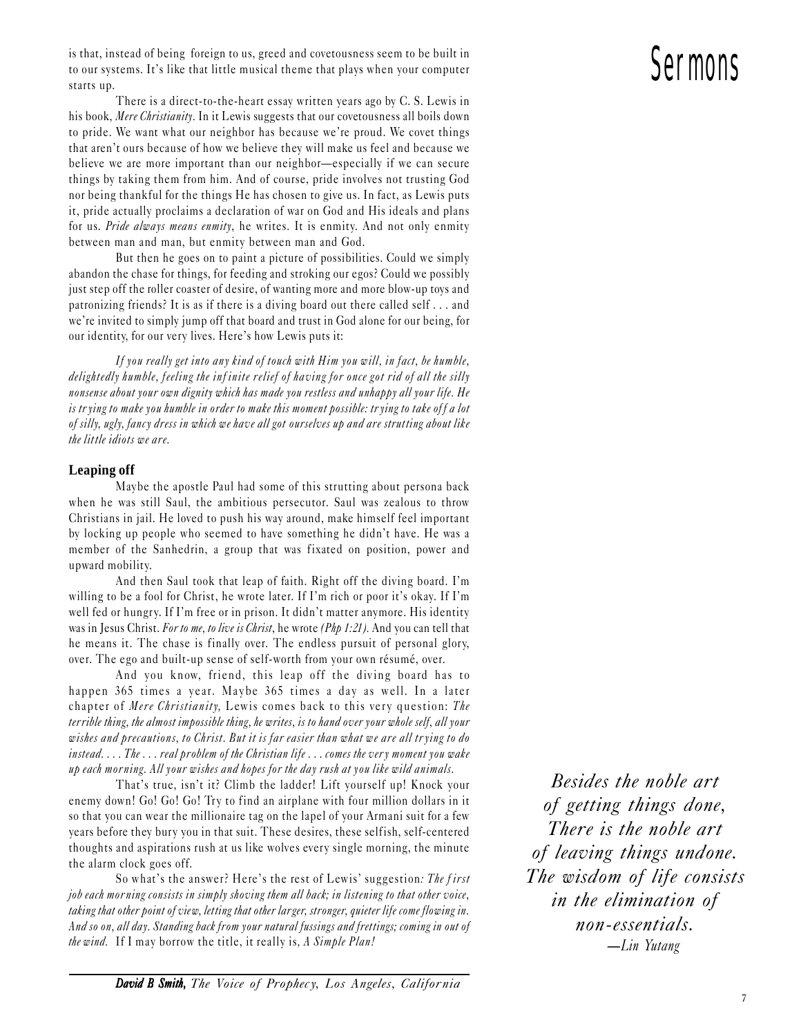is that, instead of being foreign to us, greed and covetousness seem to be built in to our systems. It's like that little musical theme that plays when your computer starts up.

There is a direct-to-the-heart essay written years ago by C. S. Lewis in his book, *Mere Christianity*. In it Lewis suggests that our covetousness all boils down to pride. We want what our neighbor has because we're proud. We covet things that aren't ours because of how we believe they will make us feel and because we believe we are more important than our neighbor—especially if we can secure things by taking them from him. And of course, pride involves not trusting God nor being thankful for the things He has chosen to give us. In fact, as Lewis puts it, pride actually proclaims a declaration of war on God and His ideals and plans for us. *Pride always means enmity*, he writes. It is enmity. And not only enmity between man and man, but enmity between man and God.

But then he goes on to paint a picture of possibilities. Could we simply abandon the chase for things, for feeding and stroking our egos? Could we possibly just step off the roller coaster of desire, of wanting more and more blow-up toys and patronizing friends? It is as if there is a diving board out there called self . . . and we're invited to simply jump off that board and trust in God alone for our being, for our identity, for our very lives. Here's how Lewis puts it:

*If you really get into any kind of touch with Him you will, in fact, be humble, delightedly humble, feeling the infinite relief of having for once got rid of all the silly nonsense about your own dignity which has made you restless and unhappy all your life. He is trying to make you humble in order to make this moment possible: trying to take off a lot of silly, ugly, fancy dress in which we have all got ourselves up and are strutting about like the little idiots we are.*

### Leaping off

Maybe the apostle Paul had some of this strutting about persona back when he was still Saul, the ambitious persecutor. Saul was zealous to throw Christians in jail. He loved to push his way around, make himself feel important by locking up people who seemed to have something he didn't have. He was a member of the Sanhedrin, a group that was fixated on position, power and upward mobility.

And then Saul took that leap of faith. Right off the diving board. I'm willing to be a fool for Christ, he wrote later. If I'm rich or poor it's okay. If I'm well fed or hungry. If I'm free or in prison. It didn't matter anymore. His identity was in Jesus Christ. *For to me, to live is Christ*, he wrote *(Php 1:21)*. And you can tell that he means it. The chase is finally over. The endless pursuit of personal glory, over. The ego and built-up sense of self-worth from your own résumé, over.

And you know, friend, this leap off the diving board has to happen 365 times a year. Maybe 365 times a day as well. In a later chapter of *Mere Christianity,* Lewis comes back to this very question: *The terrible thing, the almost impossible thing, he writes, is to hand over your whole self, all your wishes and precautions, to Christ. But it is far easier than what we are all trying to do instead. . . . The . . . real problem of the Christian life . . . comes the very moment you wake up each morning. All your wishes and hopes for the day rush at you like wild animals.*

That's true, isn't it? Climb the ladder! Lift yourself up! Knock your enemy down! Go! Go! Go! Try to find an airplane with four million dollars in it so that you can wear the millionaire tag on the lapel of your Armani suit for a few years before they bury you in that suit. These desires, these selfish, self-centered thoughts and aspirations rush at us like wolves every single morning, the minute the alarm clock goes off.

So what's the answer? Here's the rest of Lewis' suggestion*: The first job each morning consists in simply shoving them all back; in listening to that other voice, taking that other point of view, letting that other larger, stronger, quieter life come flowing in. And so on, all day. Standing back from your natural fussings and frettings; coming in out of the wind.* If I may borrow the title, it really is, *A Simple Plan!*

***David B Smith****, The Voice of Prophecy, Los Angeles, California*

> *Besides the noble art*
> *of getting things done,*
> *There is the noble art*
> *of leaving things undone.*
> *The wisdom of life consists*
> *in the elimination of*
> *non-essentials.*
> *—Lin Yutang*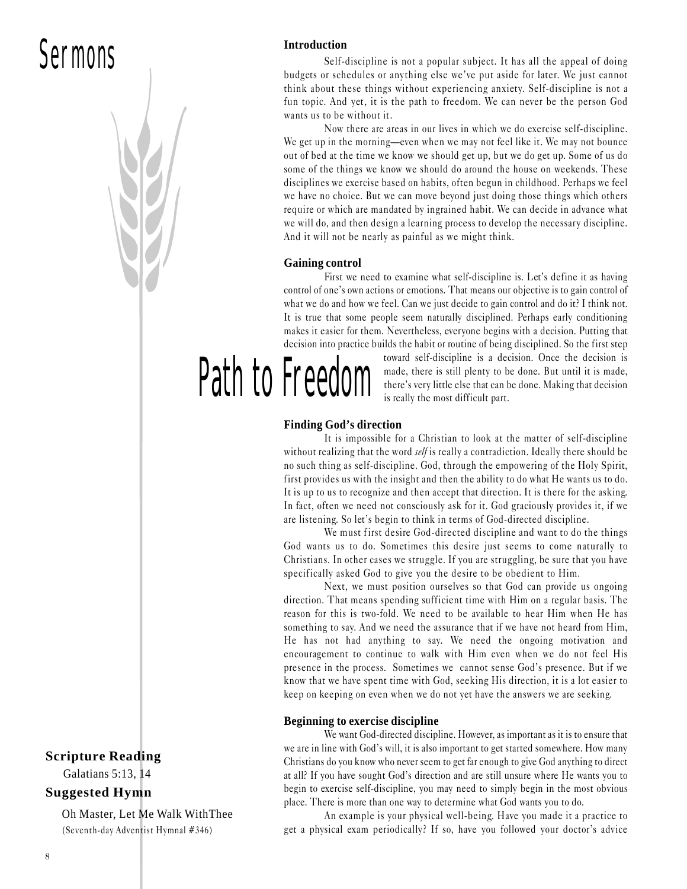# Path to Freedom

**Scripture Reading**

Galatians 5:13, 14

**Suggested Hymn**

Oh Master, Let Me Walk WithThee

(Seventh-day Adventist Hymnal #346)

### Introduction

Self-discipline is not a popular subject. It has all the appeal of doing budgets or schedules or anything else we've put aside for later. We just cannot think about these things without experiencing anxiety. Self-discipline is not a fun topic. And yet, it is the path to freedom. We can never be the person God wants us to be without it.

Now there are areas in our lives in which we do exercise self-discipline. We get up in the morning—even when we may not feel like it. We may not bounce out of bed at the time we know we should get up, but we do get up. Some of us do some of the things we know we should do around the house on weekends. These disciplines we exercise based on habits, often begun in childhood. Perhaps we feel we have no choice. But we can move beyond just doing those things which others require or which are mandated by ingrained habit. We can decide in advance what we will do, and then design a learning process to develop the necessary discipline. And it will not be nearly as painful as we might think.

### Gaining control

First we need to examine what self-discipline is. Let's define it as having control of one's own actions or emotions. That means our objective is to gain control of what we do and how we feel. Can we just decide to gain control and do it? I think not. It is true that some people seem naturally disciplined. Perhaps early conditioning makes it easier for them. Nevertheless, everyone begins with a decision. Putting that decision into practice builds the habit or routine of being disciplined. So the first step toward self-discipline is a decision. Once the decision is made, there is still plenty to be done. But until it is made, there's very little else that can be done. Making that decision is really the most difficult part.

### Finding God's direction

It is impossible for a Christian to look at the matter of self-discipline without realizing that the word *self* is really a contradiction. Ideally there should be no such thing as self-discipline. God, through the empowering of the Holy Spirit, first provides us with the insight and then the ability to do what He wants us to do. It is up to us to recognize and then accept that direction. It is there for the asking. In fact, often we need not consciously ask for it. God graciously provides it, if we are listening. So let's begin to think in terms of God-directed discipline.

We must first desire God-directed discipline and want to do the things God wants us to do. Sometimes this desire just seems to come naturally to Christians. In other cases we struggle. If you are struggling, be sure that you have specifically asked God to give you the desire to be obedient to Him.

Next, we must position ourselves so that God can provide us ongoing direction. That means spending sufficient time with Him on a regular basis. The reason for this is two-fold. We need to be available to hear Him when He has something to say. And we need the assurance that if we have not heard from Him, He has not had anything to say. We need the ongoing motivation and encouragement to continue to walk with Him even when we do not feel His presence in the process. Sometimes we cannot sense God's presence. But if we know that we have spent time with God, seeking His direction, it is a lot easier to keep on keeping on even when we do not yet have the answers we are seeking.

### Beginning to exercise discipline

We want God-directed discipline. However, as important as it is to ensure that we are in line with God's will, it is also important to get started somewhere. How many Christians do you know who never seem to get far enough to give God anything to direct at all? If you have sought God's direction and are still unsure where He wants you to begin to exercise self-discipline, you may need to simply begin in the most obvious place. There is more than one way to determine what God wants you to do.

An example is your physical well-being. Have you made it a practice to get a physical exam periodically? If so, have you followed your doctor's advice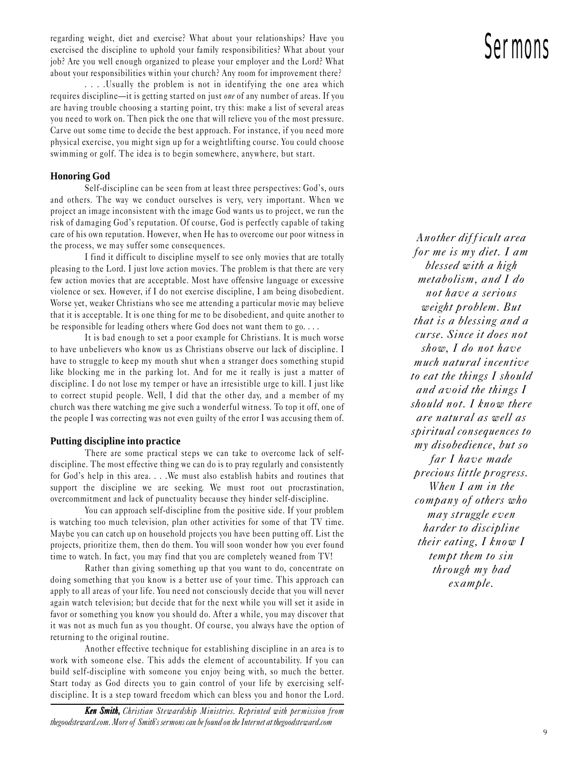regarding weight, diet and exercise? What about your relationships? Have you exercised the discipline to uphold your family responsibilities? What about your job? Are you well enough organized to please your employer and the Lord? What about your responsibilities within your church? Any room for improvement there?

. . . .Usually the problem is not in identifying the one area which requires discipline—it is getting started on just *one* of any number of areas. If you are having trouble choosing a starting point, try this: make a list of several areas you need to work on. Then pick the one that will relieve you of the most pressure. Carve out some time to decide the best approach. For instance, if you need more physical exercise, you might sign up for a weightlifting course. You could choose swimming or golf. The idea is to begin somewhere, anywhere, but start.

**Honoring God**

Self-discipline can be seen from at least three perspectives: God's, ours and others. The way we conduct ourselves is very, very important. When we project an image inconsistent with the image God wants us to project, we run the risk of damaging God's reputation. Of course, God is perfectly capable of taking care of his own reputation. However, when He has to overcome our poor witness in the process, we may suffer some consequences.

I find it difficult to discipline myself to see only movies that are totally pleasing to the Lord. I just love action movies. The problem is that there are very few action movies that are acceptable. Most have offensive language or excessive violence or sex. However, if I do not exercise discipline, I am being disobedient. Worse yet, weaker Christians who see me attending a particular movie may believe that it is acceptable. It is one thing for me to be disobedient, and quite another to be responsible for leading others where God does not want them to go. . . .

It is bad enough to set a poor example for Christians. It is much worse to have unbelievers who know us as Christians observe our lack of discipline. I have to struggle to keep my mouth shut when a stranger does something stupid like blocking me in the parking lot. And for me it really is just a matter of discipline. I do not lose my temper or have an irresistible urge to kill. I just like to correct stupid people. Well, I did that the other day, and a member of my church was there watching me give such a wonderful witness. To top it off, one of the people I was correcting was not even guilty of the error I was accusing them of.

*Another difficult area for me is my diet. I am blessed with a high metabolism, and I do not have a serious weight problem. But that is a blessing and a curse. Since it does not show, I do not have much natural incentive to eat the things I should and avoid the things I should not. I know there are natural as well as spiritual consequences to my disobedience, but so far I have made precious little progress. When I am in the company of others who may struggle even harder to discipline their eating, I know I tempt them to sin through my bad example.*

**Putting discipline into practice**

There are some practical steps we can take to overcome lack of self-discipline. The most effective thing we can do is to pray regularly and consistently for God's help in this area. . . .We must also establish habits and routines that support the discipline we are seeking. We must root out procrastination, overcommitment and lack of punctuality because they hinder self-discipline.

You can approach self-discipline from the positive side. If your problem is watching too much television, plan other activities for some of that TV time. Maybe you can catch up on household projects you have been putting off. List the projects, prioritize them, then do them. You will soon wonder how you ever found time to watch. In fact, you may find that you are completely weaned from TV!

Rather than giving something up that you want to do, concentrate on doing something that you know is a better use of your time. This approach can apply to all areas of your life. You need not consciously decide that you will never again watch television; but decide that for the next while you will set it aside in favor or something you know you should do. After a while, you may discover that it was not as much fun as you thought. Of course, you always have the option of returning to the original routine.

Another effective technique for establishing discipline in an area is to work with someone else. This adds the element of accountability. If you can build self-discipline with someone you enjoy being with, so much the better. Start today as God directs you to gain control of your life by exercising self-discipline. It is a step toward freedom which can bless you and honor the Lord.

***Ken Smith,*** *Christian Stewardship Ministries. Reprinted with permission from thegoodsteward.com. More of Smith's sermons can be found on the Internet at thegoodsteward.com*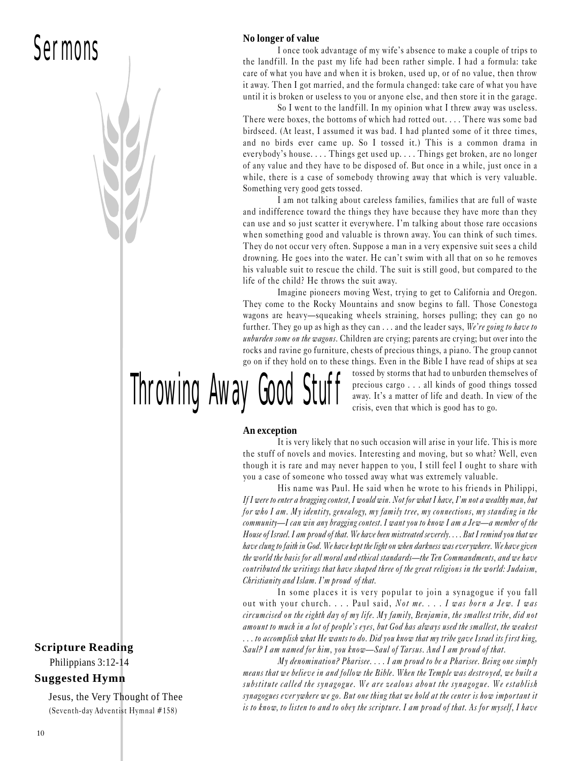Sermons

# Throwing Away Good Stuff

**Scripture Reading**

Philippians 3:12-14

**Suggested Hymn**

Jesus, the Very Thought of Thee
(Seventh-day Adventist Hymnal #158)

### No longer of value

I once took advantage of my wife's absence to make a couple of trips to the landfill. In the past my life had been rather simple. I had a formula: take care of what you have and when it is broken, used up, or of no value, then throw it away. Then I got married, and the formula changed: take care of what you have until it is broken or useless to you or anyone else, and then store it in the garage.

So I went to the landfill. In my opinion what I threw away was useless. There were boxes, the bottoms of which had rotted out. . . . There was some bad birdseed. (At least, I assumed it was bad. I had planted some of it three times, and no birds ever came up. So I tossed it.) This is a common drama in everybody's house. . . . Things get used up. . . . Things get broken, are no longer of any value and they have to be disposed of. But once in a while, just once in a while, there is a case of somebody throwing away that which is very valuable. Something very good gets tossed.

I am not talking about careless families, families that are full of waste and indifference toward the things they have because they have more than they can use and so just scatter it everywhere. I'm talking about those rare occasions when something good and valuable is thrown away. You can think of such times. They do not occur very often. Suppose a man in a very expensive suit sees a child drowning. He goes into the water. He can't swim with all that on so he removes his valuable suit to rescue the child. The suit is still good, but compared to the life of the child? He throws the suit away.

Imagine pioneers moving West, trying to get to California and Oregon. They come to the Rocky Mountains and snow begins to fall. Those Conestoga wagons are heavy—squeaking wheels straining, horses pulling; they can go no further. They go up as high as they can . . . and the leader says, *We're going to have to unburden some on the wagons.* Children are crying; parents are crying; but over into the rocks and ravine go furniture, chests of precious things, a piano. The group cannot go on if they hold on to these things. Even in the Bible I have read of ships at sea tossed by storms that had to unburden themselves of precious cargo . . . all kinds of good things tossed away. It's a matter of life and death. In view of the crisis, even that which is good has to go.

### An exception

It is very likely that no such occasion will arise in your life. This is more the stuff of novels and movies. Interesting and moving, but so what? Well, even though it is rare and may never happen to you, I still feel I ought to share with you a case of someone who tossed away what was extremely valuable.

His name was Paul. He said when he wrote to his friends in Philippi, *If I were to enter a bragging contest, I would win. Not for what I have, I'm not a wealthy man, but for who I am. My identity, genealogy, my family tree, my connections, my standing in the community—I can win any bragging contest. I want you to know I am a Jew—a member of the House of Israel. I am proud of that. We have been mistreated severely. . . . But I remind you that we have clung to faith in God. We have kept the light on when darkness was everywhere. We have given the world the basis for all moral and ethical standards—the Ten Commandments, and we have contributed the writings that have shaped three of the great religions in the world: Judaism, Christianity and Islam. I'm proud of that.*

In some places it is very popular to join a synagogue if you fall out with your church. . . . Paul said, *Not me. . . . I was born a Jew. I was circumcised on the eighth day of my life. My family, Benjamin, the smallest tribe, did not amount to much in a lot of people's eyes, but God has always used the smallest, the weakest . . . to accomplish what He wants to do. Did you know that my tribe gave Israel its first king, Saul? I am named for him, you know—Saul of Tarsus. And I am proud of that.*

*My denomination? Pharisee. . . . I am proud to be a Pharisee. Being one simply means that we believe in and follow the Bible. When the Temple was destroyed, we built a substitute called the synagogue. We are zealous about the synagogue. We establish synagogues everywhere we go. But one thing that we hold at the center is how important it is to know, to listen to and to obey the scripture. I am proud of that. As for myself, I have*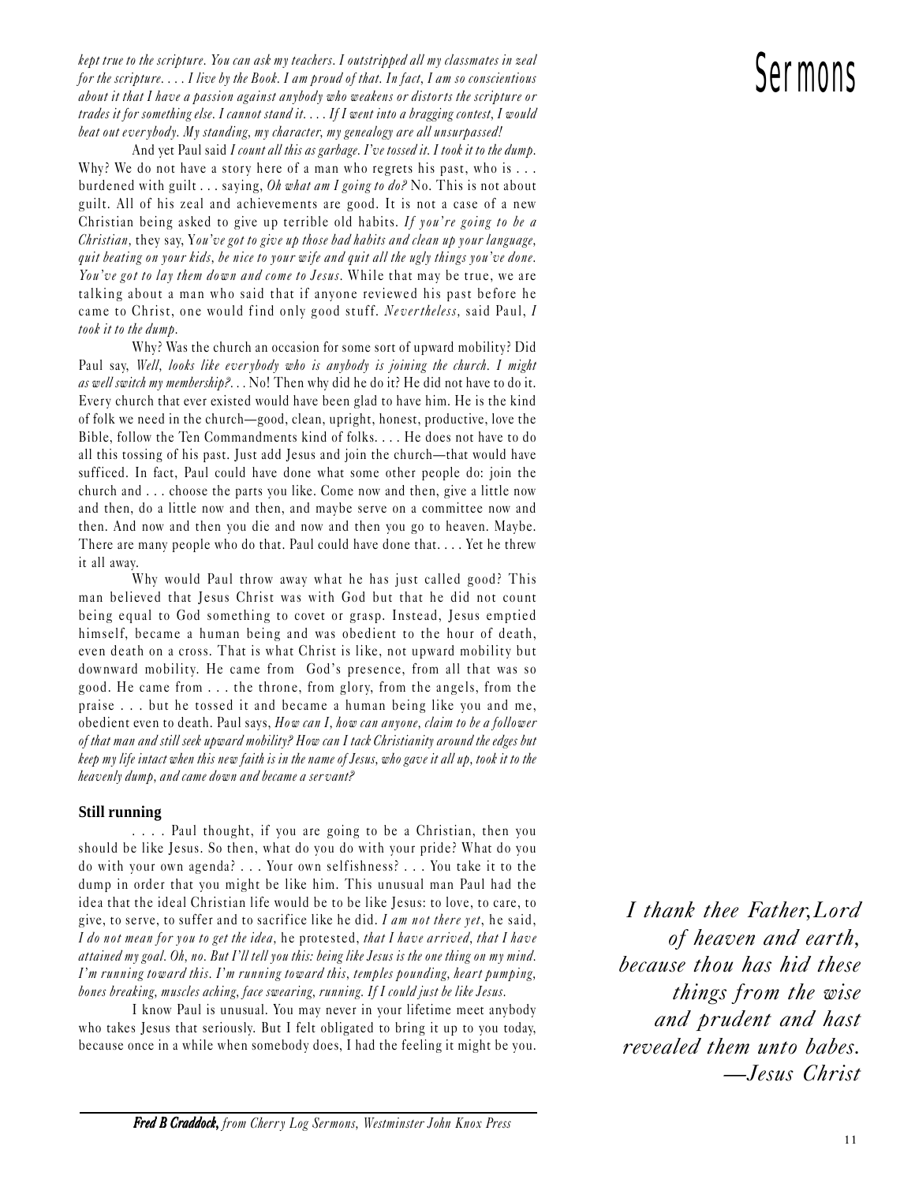*kept true to the scripture. You can ask my teachers. I outstripped all my classmates in zeal for the scripture. . . . I live by the Book. I am proud of that. In fact, I am so conscientious about it that I have a passion against anybody who weakens or distorts the scripture or trades it for something else. I cannot stand it. . . . If I went into a bragging contest, I would beat out everybody. My standing, my character, my genealogy are all unsurpassed!*

And yet Paul said *I count all this as garbage. I've tossed it. I took it to the dump.* Why? We do not have a story here of a man who regrets his past, who is . . . burdened with guilt . . . saying, *Oh what am I going to do?* No. This is not about guilt. All of his zeal and achievements are good. It is not a case of a new Christian being asked to give up terrible old habits. *If you're going to be a Christian*, they say, Y*ou've got to give up those bad habits and clean up your language, quit beating on your kids, be nice to your wife and quit all the ugly things you've done. You've got to lay them down and come to Jesus.* While that may be true, we are talking about a man who said that if anyone reviewed his past before he came to Christ, one would find only good stuff. *Nevertheless,* said Paul, *I took it to the dump.*

Why? Was the church an occasion for some sort of upward mobility? Did Paul say, *Well, looks like everybody who is anybody is joining the church. I might as well switch my membership?. . .* No! Then why did he do it? He did not have to do it. Every church that ever existed would have been glad to have him. He is the kind of folk we need in the church—good, clean, upright, honest, productive, love the Bible, follow the Ten Commandments kind of folks. . . . He does not have to do all this tossing of his past. Just add Jesus and join the church—that would have sufficed. In fact, Paul could have done what some other people do: join the church and . . . choose the parts you like. Come now and then, give a little now and then, do a little now and then, and maybe serve on a committee now and then. And now and then you die and now and then you go to heaven. Maybe. There are many people who do that. Paul could have done that. . . . Yet he threw it all away.

Why would Paul throw away what he has just called good? This man believed that Jesus Christ was with God but that he did not count being equal to God something to covet or grasp. Instead, Jesus emptied himself, became a human being and was obedient to the hour of death, even death on a cross. That is what Christ is like, not upward mobility but downward mobility. He came from God's presence, from all that was so good. He came from . . . the throne, from glory, from the angels, from the praise . . . but he tossed it and became a human being like you and me, obedient even to death. Paul says, *How can I, how can anyone, claim to be a follower of that man and still seek upward mobility? How can I tack Christianity around the edges but keep my life intact when this new faith is in the name of Jesus, who gave it all up, took it to the heavenly dump, and came down and became a servant?*

### Still running

. . . . Paul thought, if you are going to be a Christian, then you should be like Jesus. So then, what do you do with your pride? What do you do with your own agenda? . . . Your own selfishness? . . . You take it to the dump in order that you might be like him. This unusual man Paul had the idea that the ideal Christian life would be to be like Jesus: to love, to care, to give, to serve, to suffer and to sacrifice like he did. *I am not there yet*, he said, *I do not mean for you to get the idea,* he protested, *that I have arrived, that I have attained my goal. Oh, no. But I'll tell you this: being like Jesus is the one thing on my mind. I'm running toward this. I'm running toward this, temples pounding, heart pumping, bones breaking, muscles aching, face swearing, running. If I could just be like Jesus.*

I know Paul is unusual. You may never in your lifetime meet anybody who takes Jesus that seriously. But I felt obligated to bring it up to you today, because once in a while when somebody does, I had the feeling it might be you.

***Fred B Craddock,*** *from Cherry Log Sermons, Westminster John Knox Press*

*I thank thee Father, Lord of heaven and earth, because thou has hid these things from the wise and prudent and hast revealed them unto babes.*
*—Jesus Christ*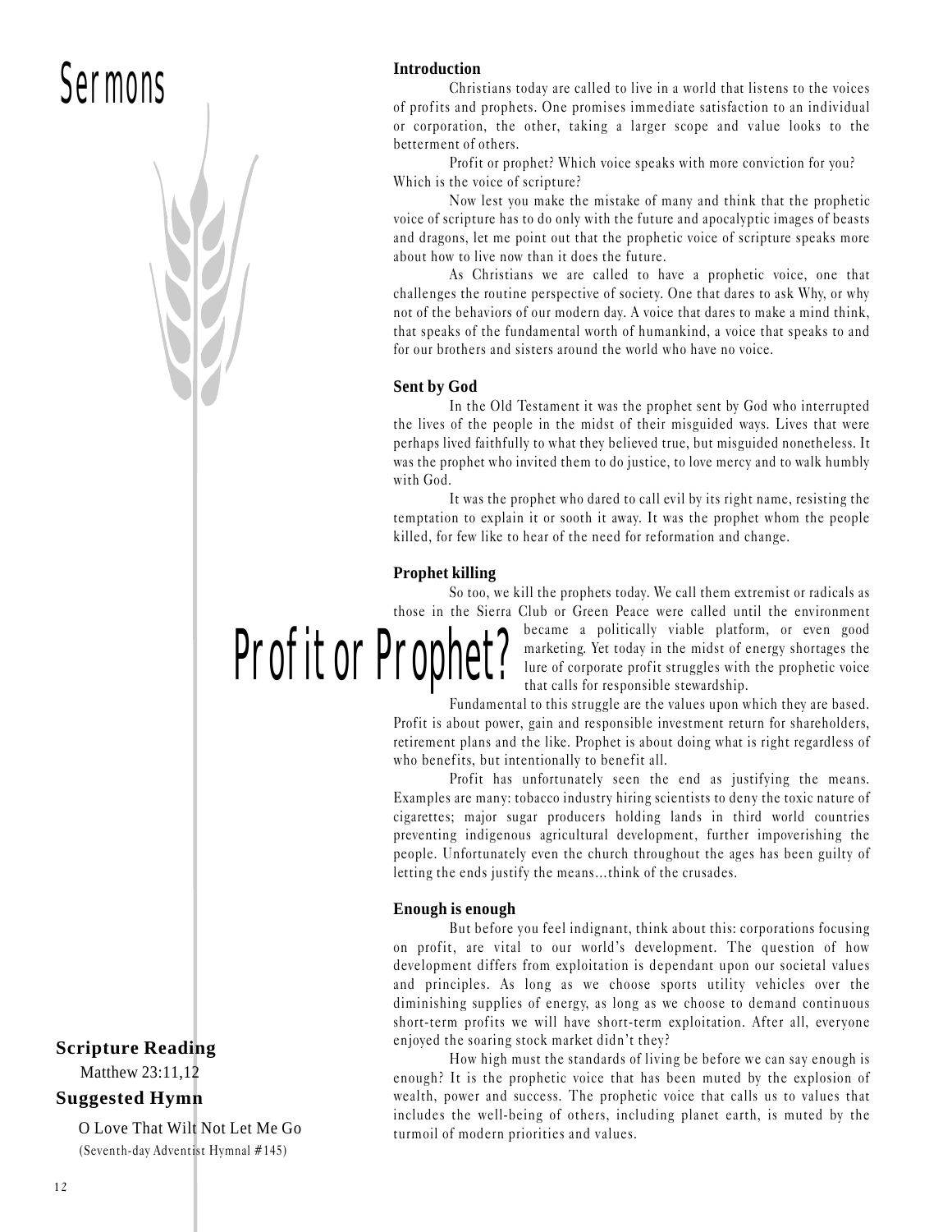Sermons

# Profit or Prophet?

**Scripture Reading**

Matthew 23:11,12

**Suggested Hymn**

O Love That Wilt Not Let Me Go
(Seventh-day Adventist Hymnal #145)

### Introduction

Christians today are called to live in a world that listens to the voices of profits and prophets. One promises immediate satisfaction to an individual or corporation, the other, taking a larger scope and value looks to the betterment of others.

Profit or prophet? Which voice speaks with more conviction for you? Which is the voice of scripture?

Now lest you make the mistake of many and think that the prophetic voice of scripture has to do only with the future and apocalyptic images of beasts and dragons, let me point out that the prophetic voice of scripture speaks more about how to live now than it does the future.

As Christians we are called to have a prophetic voice, one that challenges the routine perspective of society. One that dares to ask Why, or why not of the behaviors of our modern day. A voice that dares to make a mind think, that speaks of the fundamental worth of humankind, a voice that speaks to and for our brothers and sisters around the world who have no voice.

### Sent by God

In the Old Testament it was the prophet sent by God who interrupted the lives of the people in the midst of their misguided ways. Lives that were perhaps lived faithfully to what they believed true, but misguided nonetheless. It was the prophet who invited them to do justice, to love mercy and to walk humbly with God.

It was the prophet who dared to call evil by its right name, resisting the temptation to explain it or sooth it away. It was the prophet whom the people killed, for few like to hear of the need for reformation and change.

### Prophet killing

So too, we kill the prophets today. We call them extremist or radicals as those in the Sierra Club or Green Peace were called until the environment became a politically viable platform, or even good marketing. Yet today in the midst of energy shortages the lure of corporate profit struggles with the prophetic voice that calls for responsible stewardship.

Fundamental to this struggle are the values upon which they are based. Profit is about power, gain and responsible investment return for shareholders, retirement plans and the like. Prophet is about doing what is right regardless of who benefits, but intentionally to benefit all.

Profit has unfortunately seen the end as justifying the means. Examples are many: tobacco industry hiring scientists to deny the toxic nature of cigarettes; major sugar producers holding lands in third world countries preventing indigenous agricultural development, further impoverishing the people. Unfortunately even the church throughout the ages has been guilty of letting the ends justify the means…think of the crusades.

### Enough is enough

But before you feel indignant, think about this: corporations focusing on profit, are vital to our world's development. The question of how development differs from exploitation is dependant upon our societal values and principles. As long as we choose sports utility vehicles over the diminishing supplies of energy, as long as we choose to demand continuous short-term profits we will have short-term exploitation. After all, everyone enjoyed the soaring stock market didn't they?

How high must the standards of living be before we can say enough is enough? It is the prophetic voice that has been muted by the explosion of wealth, power and success. The prophetic voice that calls us to values that includes the well-being of others, including planet earth, is muted by the turmoil of modern priorities and values.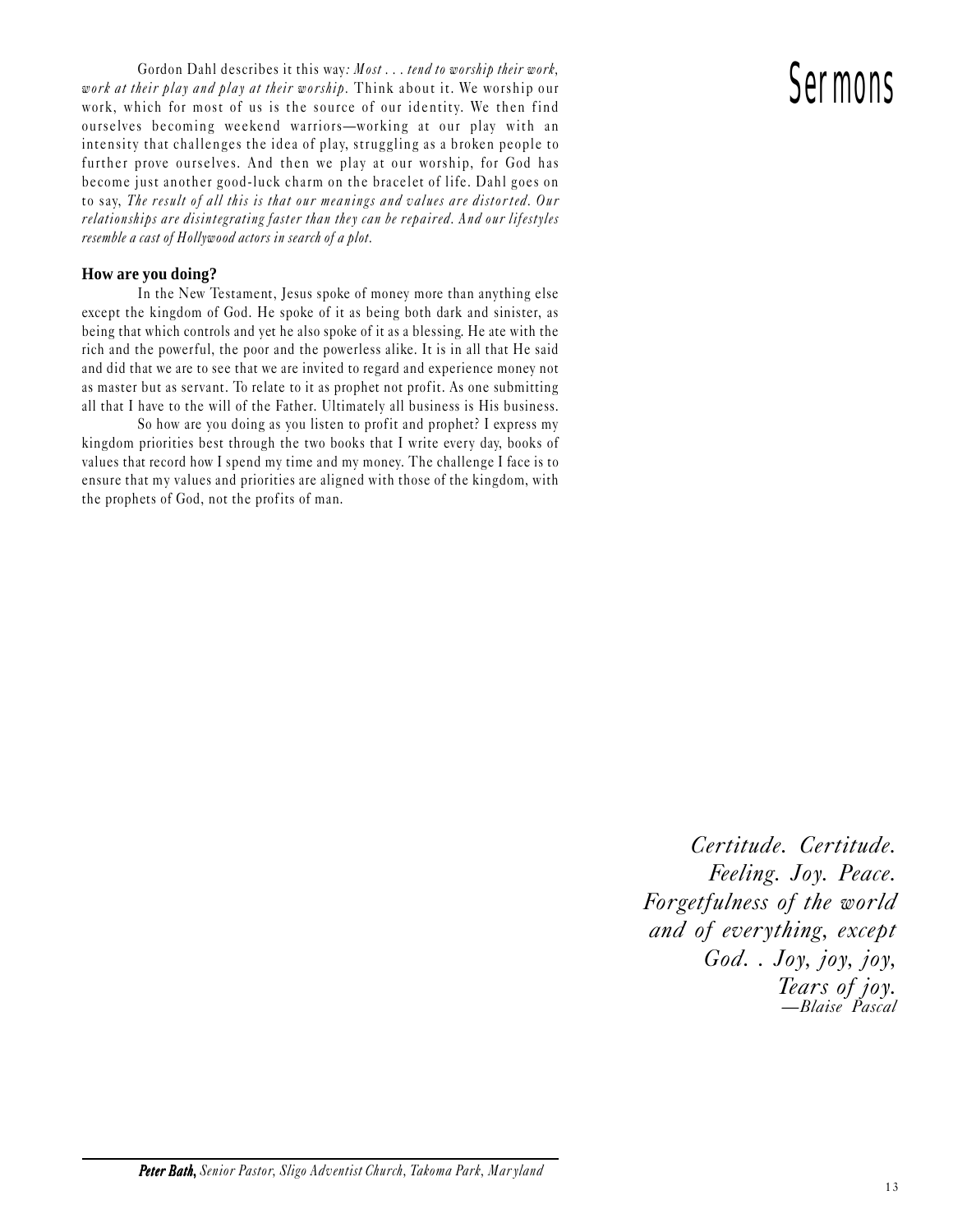Gordon Dahl describes it this way*: Most . . . tend to worship their work, work at their play and play at their worship.* Think about it. We worship our work, which for most of us is the source of our identity. We then find ourselves becoming weekend warriors—working at our play with an intensity that challenges the idea of play, struggling as a broken people to further prove ourselves. And then we play at our worship, for God has become just another good-luck charm on the bracelet of life. Dahl goes on to say, *The result of all this is that our meanings and values are distorted. Our relationships are disintegrating faster than they can be repaired. And our lifestyles resemble a cast of Hollywood actors in search of a plot.*

**How are you doing?**

In the New Testament, Jesus spoke of money more than anything else except the kingdom of God. He spoke of it as being both dark and sinister, as being that which controls and yet he also spoke of it as a blessing. He ate with the rich and the powerful, the poor and the powerless alike. It is in all that He said and did that we are to see that we are invited to regard and experience money not as master but as servant. To relate to it as prophet not profit. As one submitting all that I have to the will of the Father. Ultimately all business is His business.

So how are you doing as you listen to profit and prophet? I express my kingdom priorities best through the two books that I write every day, books of values that record how I spend my time and my money. The challenge I face is to ensure that my values and priorities are aligned with those of the kingdom, with the prophets of God, not the profits of man.

*Certitude. Certitude.*
*Feeling. Joy. Peace.*
*Forgetfulness of the world*
*and of everything, except*
*God. . Joy, joy, joy,*
*Tears of joy.*
*—Blaise Pascal*

***Peter Bath**, Senior Pastor, Sligo Adventist Church, Takoma Park, Maryland*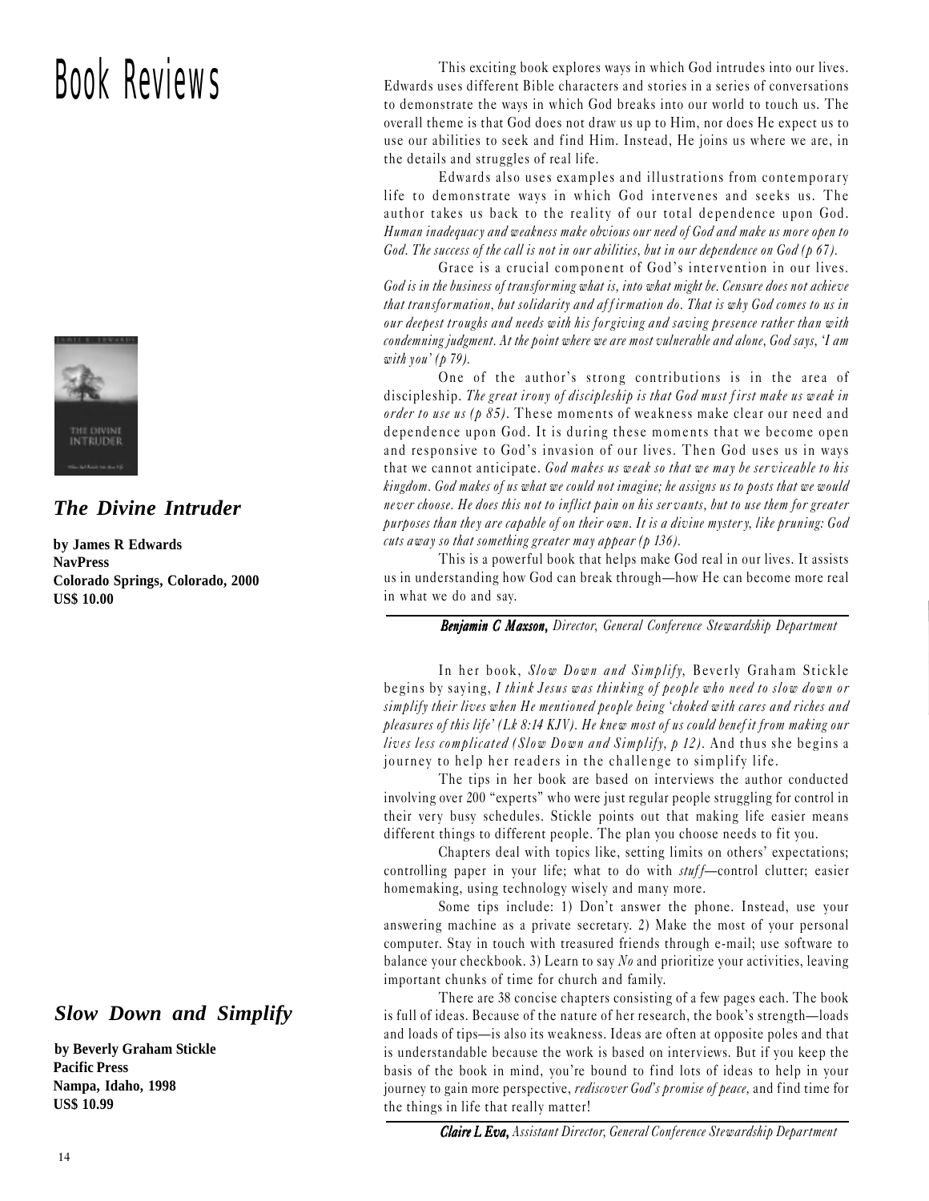# Book Reviews

### *The Divine Intruder*

**by James R Edwards**
**NavPress**
**Colorado Springs, Colorado, 2000**
**US$ 10.00**

This exciting book explores ways in which God intrudes into our lives. Edwards uses different Bible characters and stories in a series of conversations to demonstrate the ways in which God breaks into our world to touch us. The overall theme is that God does not draw us up to Him, nor does He expect us to use our abilities to seek and find Him. Instead, He joins us where we are, in the details and struggles of real life.

Edwards also uses examples and illustrations from contemporary life to demonstrate ways in which God intervenes and seeks us. The author takes us back to the reality of our total dependence upon God. *Human inadequacy and weakness make obvious our need of God and make us more open to God. The success of the call is not in our abilities, but in our dependence on God (p 67).*

Grace is a crucial component of God's intervention in our lives. *God is in the business of transforming what is, into what might be. Censure does not achieve that transformation, but solidarity and affirmation do. That is why God comes to us in our deepest troughs and needs with his forgiving and saving presence rather than with condemning judgment. At the point where we are most vulnerable and alone, God says, 'I am with you' (p 79).*

One of the author's strong contributions is in the area of discipleship. *The great irony of discipleship is that God must first make us weak in order to use us (p 85).* These moments of weakness make clear our need and dependence upon God. It is during these moments that we become open and responsive to God's invasion of our lives. Then God uses us in ways that we cannot anticipate. *God makes us weak so that we may be serviceable to his kingdom. God makes of us what we could not imagine; he assigns us to posts that we would never choose. He does this not to inflict pain on his servants, but to use them for greater purposes than they are capable of on their own. It is a divine mystery, like pruning: God cuts away so that something greater may appear (p 136).*

This is a powerful book that helps make God real in our lives. It assists us in understanding how God can break through—how He can become more real in what we do and say.

***Benjamin C Maxson****, Director, General Conference Stewardship Department*

### *Slow Down and Simplify*

**by Beverly Graham Stickle**
**Pacific Press**
**Nampa, Idaho, 1998**
**US$ 10.99**

In her book, *Slow Down and Simplify,* Beverly Graham Stickle begins by saying, *I think Jesus was thinking of people who need to slow down or simplify their lives when He mentioned people being 'choked with cares and riches and pleasures of this life' (Lk 8:14 KJV). He knew most of us could benefit from making our lives less complicated (Slow Down and Simplify, p 12).* And thus she begins a journey to help her readers in the challenge to simplify life.

The tips in her book are based on interviews the author conducted involving over 200 "experts" who were just regular people struggling for control in their very busy schedules. Stickle points out that making life easier means different things to different people. The plan you choose needs to fit you.

Chapters deal with topics like, setting limits on others' expectations; controlling paper in your life; what to do with *stuff*—control clutter; easier homemaking, using technology wisely and many more.

Some tips include: 1) Don't answer the phone. Instead, use your answering machine as a private secretary. 2) Make the most of your personal computer. Stay in touch with treasured friends through e-mail; use software to balance your checkbook. 3) Learn to say *No* and prioritize your activities, leaving important chunks of time for church and family.

There are 38 concise chapters consisting of a few pages each. The book is full of ideas. Because of the nature of her research, the book's strength—loads and loads of tips—is also its weakness. Ideas are often at opposite poles and that is understandable because the work is based on interviews. But if you keep the basis of the book in mind, you're bound to find lots of ideas to help in your journey to gain more perspective, *rediscover God's promise of peace,* and find time for the things in life that really matter!

***Claire L Eva****, Assistant Director, General Conference Stewardship Department*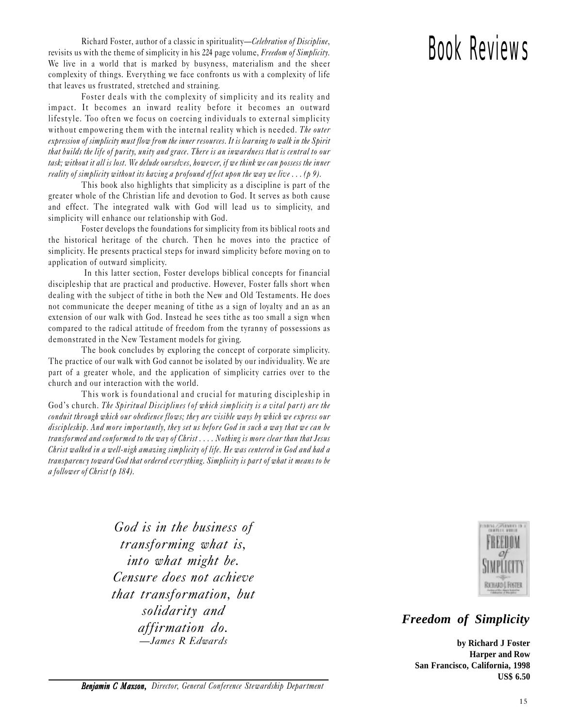# Book Reviews

## *Freedom of Simplicity*

**by Richard J Foster**
**Harper and Row**
**San Francisco, California, 1998**
**US$ 6.50**

Richard Foster, author of a classic in spirituality—*Celebration of Discipline*, revisits us with the theme of simplicity in his 224 page volume, *Freedom of Simplicity*. We live in a world that is marked by busyness, materialism and the sheer complexity of things. Everything we face confronts us with a complexity of life that leaves us frustrated, stretched and straining.

Foster deals with the complexity of simplicity and its reality and impact. It becomes an inward reality before it becomes an outward lifestyle. Too often we focus on coercing individuals to external simplicity without empowering them with the internal reality which is needed. *The outer expression of simplicity must flow from the inner resources. It is learning to walk in the Spirit that builds the life of purity, unity and grace. There is an inwardness that is central to our task; without it all is lost. We delude ourselves, however, if we think we can possess the inner reality of simplicity without its having a profound effect upon the way we live . . . (p 9).*

This book also highlights that simplicity as a discipline is part of the greater whole of the Christian life and devotion to God. It serves as both cause and effect. The integrated walk with God will lead us to simplicity, and simplicity will enhance our relationship with God.

Foster develops the foundations for simplicity from its biblical roots and the historical heritage of the church. Then he moves into the practice of simplicity. He presents practical steps for inward simplicity before moving on to application of outward simplicity.

In this latter section, Foster develops biblical concepts for financial discipleship that are practical and productive. However, Foster falls short when dealing with the subject of tithe in both the New and Old Testaments. He does not communicate the deeper meaning of tithe as a sign of loyalty and an as an extension of our walk with God. Instead he sees tithe as too small a sign when compared to the radical attitude of freedom from the tyranny of possessions as demonstrated in the New Testament models for giving.

The book concludes by exploring the concept of corporate simplicity. The practice of our walk with God cannot be isolated by our individuality. We are part of a greater whole, and the application of simplicity carries over to the church and our interaction with the world.

This work is foundational and crucial for maturing discipleship in God's church. *The Spiritual Disciplines (of which simplicity is a vital part) are the conduit through which our obedience flows; they are visible ways by which we express our discipleship. And more importantly, they set us before God in such a way that we can be transformed and conformed to the way of Christ . . . . Nothing is more clear than that Jesus Christ walked in a well-nigh amazing simplicity of life. He was centered in God and had a transparency toward God that ordered everything. Simplicity is part of what it means to be a follower of Christ (p 184).*

> *God is in the business of transforming what is, into what might be. Censure does not achieve that transformation, but solidarity and affirmation do.*
> *—James R Edwards*

***Benjamin C Maxson****, Director, General Conference Stewardship Department*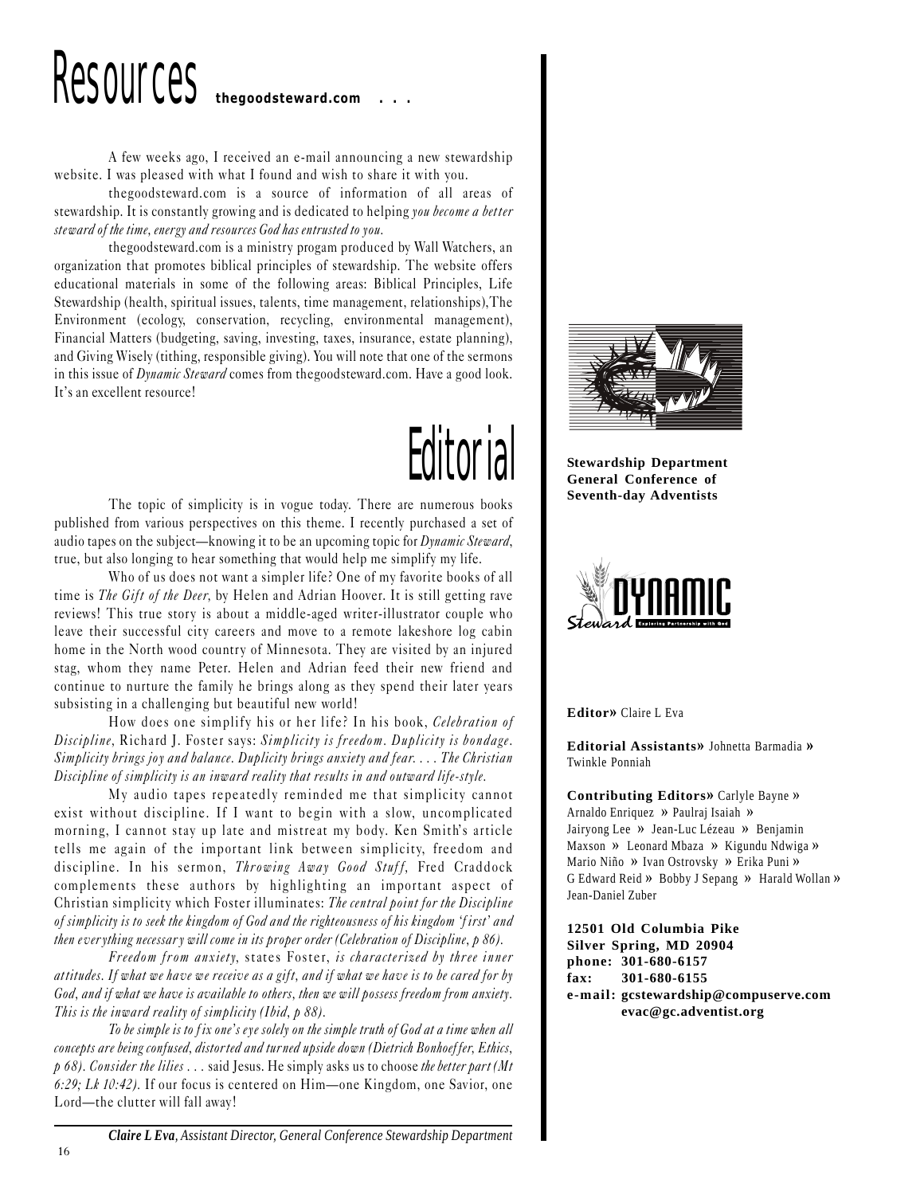# Resources thegoodsteward.com . . .

A few weeks ago, I received an e-mail announcing a new stewardship website. I was pleased with what I found and wish to share it with you.

thegoodsteward.com is a source of information of all areas of stewardship. It is constantly growing and is dedicated to helping *you become a better steward of the time, energy and resources God has entrusted to you.*

thegoodsteward.com is a ministry progam produced by Wall Watchers, an organization that promotes biblical principles of stewardship. The website offers educational materials in some of the following areas: Biblical Principles, Life Stewardship (health, spiritual issues, talents, time management, relationships),The Environment (ecology, conservation, recycling, environmental management), Financial Matters (budgeting, saving, investing, taxes, insurance, estate planning), and Giving Wisely (tithing, responsible giving). You will note that one of the sermons in this issue of *Dynamic Steward* comes from thegoodsteward.com. Have a good look. It's an excellent resource!

# Editorial

The topic of simplicity is in vogue today. There are numerous books published from various perspectives on this theme. I recently purchased a set of audio tapes on the subject—knowing it to be an upcoming topic for *Dynamic Steward*, true, but also longing to hear something that would help me simplify my life.

Who of us does not want a simpler life? One of my favorite books of all time is *The Gift of the Deer,* by Helen and Adrian Hoover. It is still getting rave reviews! This true story is about a middle-aged writer-illustrator couple who leave their successful city careers and move to a remote lakeshore log cabin home in the North wood country of Minnesota. They are visited by an injured stag, whom they name Peter. Helen and Adrian feed their new friend and continue to nurture the family he brings along as they spend their later years subsisting in a challenging but beautiful new world!

How does one simplify his or her life? In his book, *Celebration of Discipline*, Richard J. Foster says: *Simplicity is freedom. Duplicity is bondage. Simplicity brings joy and balance. Duplicity brings anxiety and fear. . . . The Christian Discipline of simplicity is an inward reality that results in and outward life-style.*

My audio tapes repeatedly reminded me that simplicity cannot exist without discipline. If I want to begin with a slow, uncomplicated morning, I cannot stay up late and mistreat my body. Ken Smith's article tells me again of the important link between simplicity, freedom and discipline. In his sermon, *Throwing Away Good Stuff,* Fred Craddock complements these authors by highlighting an important aspect of Christian simplicity which Foster illuminates: *The central point for the Discipline of simplicity is to seek the kingdom of God and the righteousness of his kingdom 'first' and then everything necessary will come in its proper order (Celebration of Discipline, p 86).*

*Freedom from anxiety,* states Foster, *is characterized by three inner attitudes. If what we have we receive as a gift, and if what we have is to be cared for by God, and if what we have is available to others, then we will possess freedom from anxiety. This is the inward reality of simplicity (Ibid, p 88).*

*To be simple is to fix one's eye solely on the simple truth of God at a time when all concepts are being confused, distorted and turned upside down (Dietrich Bonhoeffer, Ethics, p 68). Consider the lilies . . .* said Jesus. He simply asks us to choose *the better part (Mt 6:29; Lk 10:42).* If our focus is centered on Him—one Kingdom, one Savior, one Lord—the clutter will fall away!

***Claire L Eva****, Assistant Director, General Conference Stewardship Department*

**Stewardship Department**
**General Conference of**
**Seventh-day Adventists**

DYNAMIC Steward — Exploring Partnership with God

**Editor»** Claire L Eva

**Editorial Assistants»** Johnetta Barmadia **»** Twinkle Ponniah

**Contributing Editors»** Carlyle Bayne » Arnaldo Enriquez » Paulraj Isaiah » Jairyong Lee » Jean-Luc Lézeau » Benjamin Maxson » Leonard Mbaza » Kigundu Ndwiga » Mario Niño » Ivan Ostrovsky » Erika Puni » G Edward Reid » Bobby J Sepang » Harald Wollan » Jean-Daniel Zuber

**12501 Old Columbia Pike**
**Silver Spring, MD 20904**
**phone: 301-680-6157**
**fax: 301-680-6155**
**e-mail: gcstewardship@compuserve.com**
**evac@gc.adventist.org**